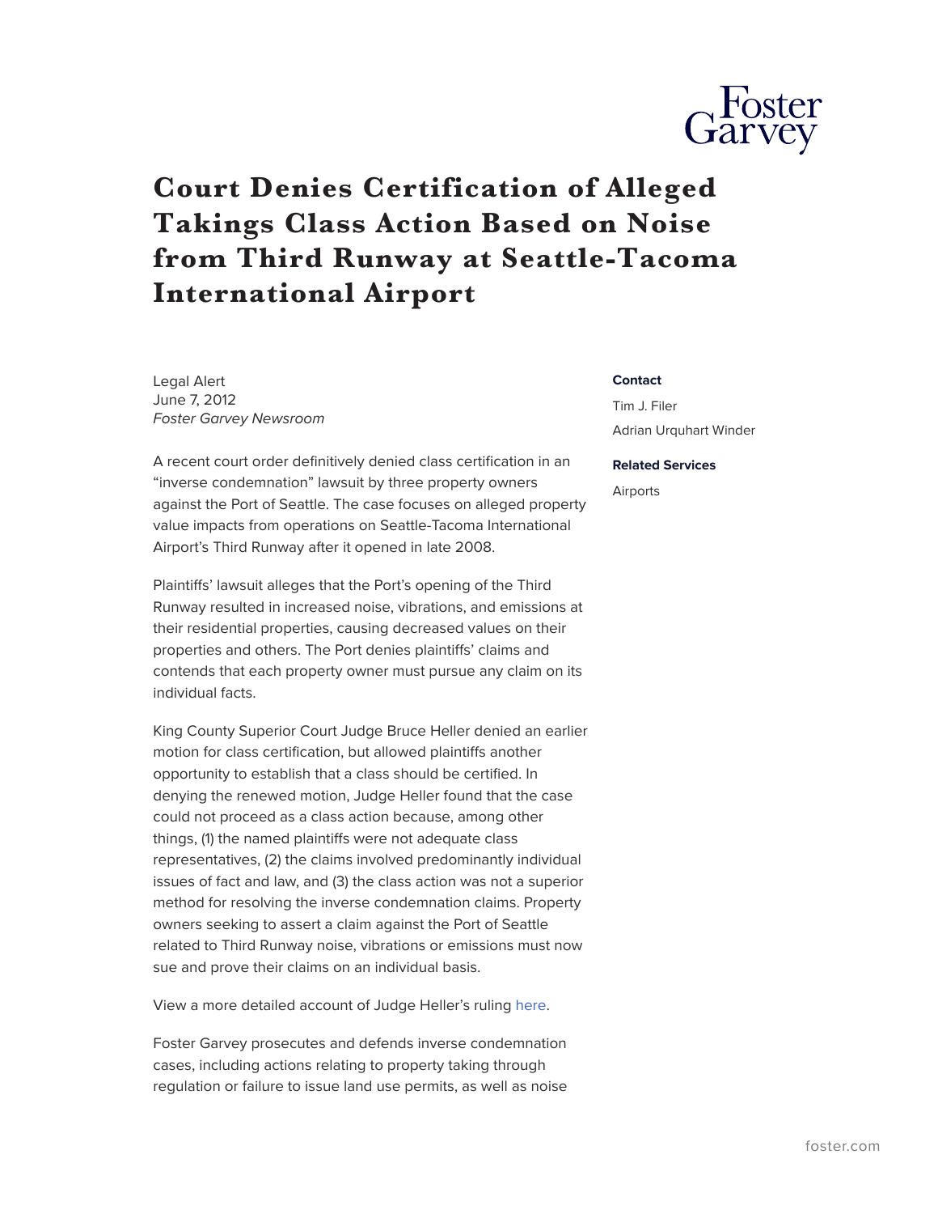# Court Denies Certification of Alleged Takings Class Action Based on Noise from Third Runway at Seattle-Tacoma International Airport

Legal Alert
June 7, 2012
*Foster Garvey Newsroom*

**Contact**

Tim J. Filer

Adrian Urquhart Winder

**Related Services**

Airports

A recent court order definitively denied class certification in an "inverse condemnation" lawsuit by three property owners against the Port of Seattle. The case focuses on alleged property value impacts from operations on Seattle-Tacoma International Airport's Third Runway after it opened in late 2008.

Plaintiffs' lawsuit alleges that the Port's opening of the Third Runway resulted in increased noise, vibrations, and emissions at their residential properties, causing decreased values on their properties and others. The Port denies plaintiffs' claims and contends that each property owner must pursue any claim on its individual facts.

King County Superior Court Judge Bruce Heller denied an earlier motion for class certification, but allowed plaintiffs another opportunity to establish that a class should be certified. In denying the renewed motion, Judge Heller found that the case could not proceed as a class action because, among other things, (1) the named plaintiffs were not adequate class representatives, (2) the claims involved predominantly individual issues of fact and law, and (3) the class action was not a superior method for resolving the inverse condemnation claims. Property owners seeking to assert a claim against the Port of Seattle related to Third Runway noise, vibrations or emissions must now sue and prove their claims on an individual basis.

View a more detailed account of Judge Heller's ruling here.

Foster Garvey prosecutes and defends inverse condemnation cases, including actions relating to property taking through regulation or failure to issue land use permits, as well as noise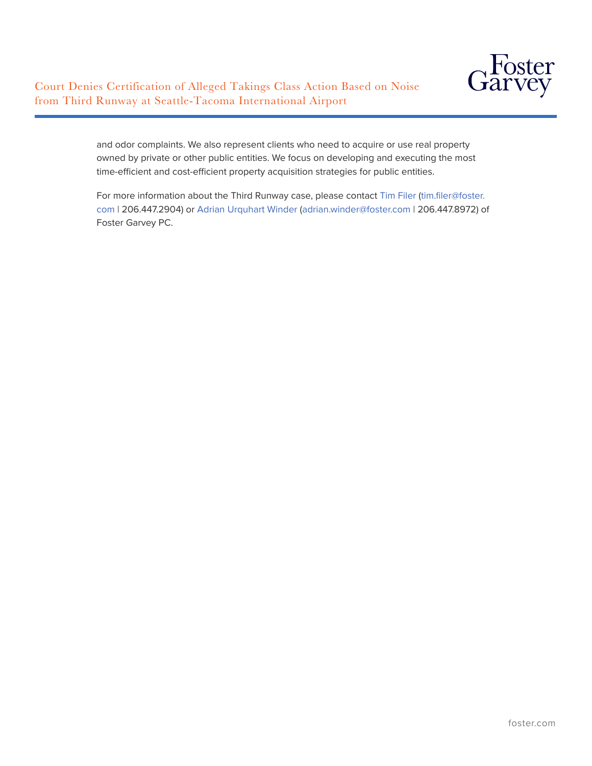and odor complaints. We also represent clients who need to acquire or use real property owned by private or other public entities. We focus on developing and executing the most time-efficient and cost-efficient property acquisition strategies for public entities.

For more information about the Third Runway case, please contact Tim Filer (tim.filer@foster.com | 206.447.2904) or Adrian Urquhart Winder (adrian.winder@foster.com | 206.447.8972) of Foster Garvey PC.